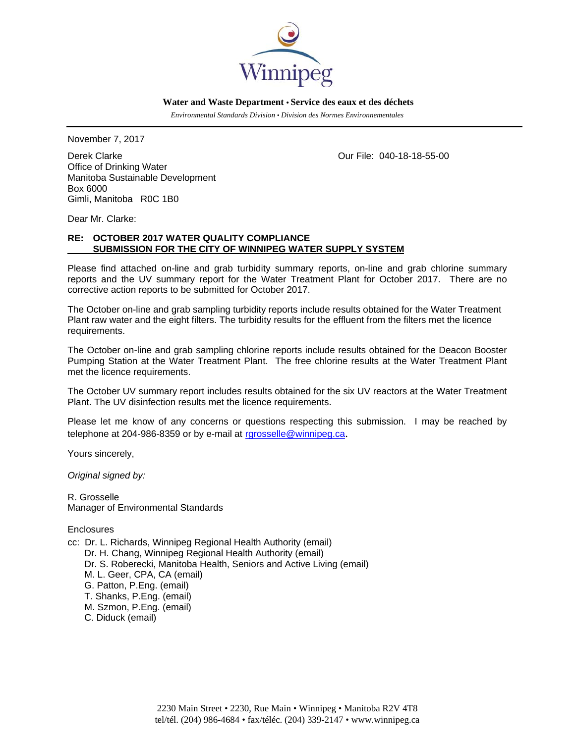Winnipeg

**Water and Waste Department • Service des eaux et des déchets**

*Environmental Standards Division • Division des Normes Environnementales*

---

November 7, 2017

Derek Clarke
Office of Drinking Water
Manitoba Sustainable Development
Box 6000
Gimli, Manitoba R0C 1B0

Our File: 040-18-18-55-00

Dear Mr. Clarke:

**RE: OCTOBER 2017 WATER QUALITY COMPLIANCE SUBMISSION FOR THE CITY OF WINNIPEG WATER SUPPLY SYSTEM**

Please find attached on-line and grab turbidity summary reports, on-line and grab chlorine summary reports and the UV summary report for the Water Treatment Plant for October 2017. There are no corrective action reports to be submitted for October 2017.

The October on-line and grab sampling turbidity reports include results obtained for the Water Treatment Plant raw water and the eight filters. The turbidity results for the effluent from the filters met the licence requirements.

The October on-line and grab sampling chlorine reports include results obtained for the Deacon Booster Pumping Station at the Water Treatment Plant. The free chlorine results at the Water Treatment Plant met the licence requirements.

The October UV summary report includes results obtained for the six UV reactors at the Water Treatment Plant. The UV disinfection results met the licence requirements.

Please let me know of any concerns or questions respecting this submission. I may be reached by telephone at 204-986-8359 or by e-mail at rgrosselle@winnipeg.ca.

Yours sincerely,

*Original signed by:*

R. Grosselle
Manager of Environmental Standards

Enclosures

cc: Dr. L. Richards, Winnipeg Regional Health Authority (email)
Dr. H. Chang, Winnipeg Regional Health Authority (email)
Dr. S. Roberecki, Manitoba Health, Seniors and Active Living (email)
M. L. Geer, CPA, CA (email)
G. Patton, P.Eng. (email)
T. Shanks, P.Eng. (email)
M. Szmon, P.Eng. (email)
C. Diduck (email)

2230 Main Street • 2230, Rue Main • Winnipeg • Manitoba R2V 4T8
tel/tél. (204) 986-4684 • fax/téléc. (204) 339-2147 • www.winnipeg.ca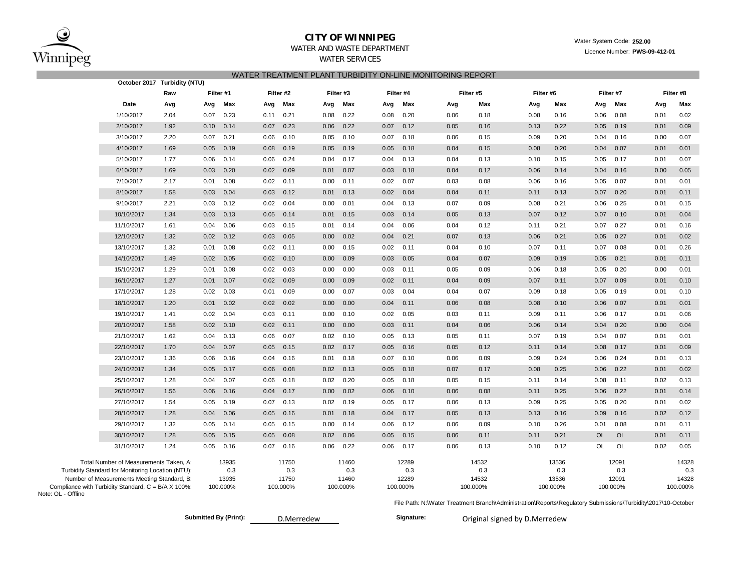# CITY OF WINNIPEG

WATER AND WASTE DEPARTMENT

WATER SERVICES

Water System Code: **252.00**

Licence Number: **PWS-09-412-01**

## WATER TREATMENT PLANT TURBIDITY ON-LINE MONITORING REPORT

**October 2017 Turbidity (NTU)**

| | Raw | Filter #1 | | Filter #2 | | Filter #3 | | Filter #4 | | Filter #5 | | Filter #6 | | Filter #7 | | Filter #8 | |
|---|---|---|---|---|---|---|---|---|---|---|---|---|---|---|---|---|---|
| Date | Avg | Avg | Max | Avg | Max | Avg | Max | Avg | Max | Avg | Max | Avg | Max | Avg | Max | Avg | Max |
| 1/10/2017 | 2.04 | 0.07 | 0.23 | 0.11 | 0.21 | 0.08 | 0.22 | 0.08 | 0.20 | 0.06 | 0.18 | 0.08 | 0.16 | 0.06 | 0.08 | 0.01 | 0.02 |
| 2/10/2017 | 1.92 | 0.10 | 0.14 | 0.07 | 0.23 | 0.06 | 0.22 | 0.07 | 0.12 | 0.05 | 0.16 | 0.13 | 0.22 | 0.05 | 0.19 | 0.01 | 0.09 |
| 3/10/2017 | 2.20 | 0.07 | 0.21 | 0.06 | 0.10 | 0.05 | 0.10 | 0.07 | 0.18 | 0.06 | 0.15 | 0.09 | 0.20 | 0.04 | 0.16 | 0.00 | 0.07 |
| 4/10/2017 | 1.69 | 0.05 | 0.19 | 0.08 | 0.19 | 0.05 | 0.19 | 0.05 | 0.18 | 0.04 | 0.15 | 0.08 | 0.20 | 0.04 | 0.07 | 0.01 | 0.01 |
| 5/10/2017 | 1.77 | 0.06 | 0.14 | 0.06 | 0.24 | 0.04 | 0.17 | 0.04 | 0.13 | 0.04 | 0.13 | 0.10 | 0.15 | 0.05 | 0.17 | 0.01 | 0.07 |
| 6/10/2017 | 1.69 | 0.03 | 0.20 | 0.02 | 0.09 | 0.01 | 0.07 | 0.03 | 0.18 | 0.04 | 0.12 | 0.06 | 0.14 | 0.04 | 0.16 | 0.00 | 0.05 |
| 7/10/2017 | 2.17 | 0.01 | 0.08 | 0.02 | 0.11 | 0.00 | 0.11 | 0.02 | 0.07 | 0.03 | 0.08 | 0.06 | 0.16 | 0.05 | 0.07 | 0.01 | 0.01 |
| 8/10/2017 | 1.58 | 0.03 | 0.04 | 0.03 | 0.12 | 0.01 | 0.13 | 0.02 | 0.04 | 0.04 | 0.11 | 0.11 | 0.13 | 0.07 | 0.20 | 0.01 | 0.11 |
| 9/10/2017 | 2.21 | 0.03 | 0.12 | 0.02 | 0.04 | 0.00 | 0.01 | 0.04 | 0.13 | 0.07 | 0.09 | 0.08 | 0.21 | 0.06 | 0.25 | 0.01 | 0.15 |
| 10/10/2017 | 1.34 | 0.03 | 0.13 | 0.05 | 0.14 | 0.01 | 0.15 | 0.03 | 0.14 | 0.05 | 0.13 | 0.07 | 0.12 | 0.07 | 0.10 | 0.01 | 0.04 |
| 11/10/2017 | 1.61 | 0.04 | 0.06 | 0.03 | 0.15 | 0.01 | 0.14 | 0.04 | 0.06 | 0.04 | 0.12 | 0.11 | 0.21 | 0.07 | 0.27 | 0.01 | 0.16 |
| 12/10/2017 | 1.32 | 0.02 | 0.12 | 0.03 | 0.05 | 0.00 | 0.02 | 0.04 | 0.21 | 0.07 | 0.13 | 0.06 | 0.21 | 0.05 | 0.27 | 0.01 | 0.02 |
| 13/10/2017 | 1.32 | 0.01 | 0.08 | 0.02 | 0.11 | 0.00 | 0.15 | 0.02 | 0.11 | 0.04 | 0.10 | 0.07 | 0.11 | 0.07 | 0.08 | 0.01 | 0.26 |
| 14/10/2017 | 1.49 | 0.02 | 0.05 | 0.02 | 0.10 | 0.00 | 0.09 | 0.03 | 0.05 | 0.04 | 0.07 | 0.09 | 0.19 | 0.05 | 0.21 | 0.01 | 0.11 |
| 15/10/2017 | 1.29 | 0.01 | 0.08 | 0.02 | 0.03 | 0.00 | 0.00 | 0.03 | 0.11 | 0.05 | 0.09 | 0.06 | 0.18 | 0.05 | 0.20 | 0.00 | 0.01 |
| 16/10/2017 | 1.27 | 0.01 | 0.07 | 0.02 | 0.09 | 0.00 | 0.09 | 0.02 | 0.11 | 0.04 | 0.09 | 0.07 | 0.11 | 0.07 | 0.09 | 0.01 | 0.10 |
| 17/10/2017 | 1.28 | 0.02 | 0.03 | 0.01 | 0.09 | 0.00 | 0.07 | 0.03 | 0.04 | 0.04 | 0.07 | 0.09 | 0.18 | 0.05 | 0.19 | 0.01 | 0.10 |
| 18/10/2017 | 1.20 | 0.01 | 0.02 | 0.02 | 0.02 | 0.00 | 0.00 | 0.04 | 0.11 | 0.06 | 0.08 | 0.08 | 0.10 | 0.06 | 0.07 | 0.01 | 0.01 |
| 19/10/2017 | 1.41 | 0.02 | 0.04 | 0.03 | 0.11 | 0.00 | 0.10 | 0.02 | 0.05 | 0.03 | 0.11 | 0.09 | 0.11 | 0.06 | 0.17 | 0.01 | 0.06 |
| 20/10/2017 | 1.58 | 0.02 | 0.10 | 0.02 | 0.11 | 0.00 | 0.00 | 0.03 | 0.11 | 0.04 | 0.06 | 0.06 | 0.14 | 0.04 | 0.20 | 0.00 | 0.04 |
| 21/10/2017 | 1.62 | 0.04 | 0.13 | 0.06 | 0.07 | 0.02 | 0.10 | 0.05 | 0.13 | 0.05 | 0.11 | 0.07 | 0.19 | 0.04 | 0.07 | 0.01 | 0.01 |
| 22/10/2017 | 1.70 | 0.04 | 0.07 | 0.05 | 0.15 | 0.02 | 0.17 | 0.05 | 0.16 | 0.05 | 0.12 | 0.11 | 0.14 | 0.08 | 0.17 | 0.01 | 0.09 |
| 23/10/2017 | 1.36 | 0.06 | 0.16 | 0.04 | 0.16 | 0.01 | 0.18 | 0.07 | 0.10 | 0.06 | 0.09 | 0.09 | 0.24 | 0.06 | 0.24 | 0.01 | 0.13 |
| 24/10/2017 | 1.34 | 0.05 | 0.17 | 0.06 | 0.08 | 0.02 | 0.13 | 0.05 | 0.18 | 0.07 | 0.17 | 0.08 | 0.25 | 0.06 | 0.22 | 0.01 | 0.02 |
| 25/10/2017 | 1.28 | 0.04 | 0.07 | 0.06 | 0.18 | 0.02 | 0.20 | 0.05 | 0.18 | 0.05 | 0.15 | 0.11 | 0.14 | 0.08 | 0.11 | 0.02 | 0.13 |
| 26/10/2017 | 1.56 | 0.06 | 0.16 | 0.04 | 0.17 | 0.00 | 0.02 | 0.06 | 0.10 | 0.06 | 0.08 | 0.11 | 0.25 | 0.06 | 0.22 | 0.01 | 0.14 |
| 27/10/2017 | 1.54 | 0.05 | 0.19 | 0.07 | 0.13 | 0.02 | 0.19 | 0.05 | 0.17 | 0.06 | 0.13 | 0.09 | 0.25 | 0.05 | 0.20 | 0.01 | 0.02 |
| 28/10/2017 | 1.28 | 0.04 | 0.06 | 0.05 | 0.16 | 0.01 | 0.18 | 0.04 | 0.17 | 0.05 | 0.13 | 0.13 | 0.16 | 0.09 | 0.16 | 0.02 | 0.12 |
| 29/10/2017 | 1.32 | 0.05 | 0.14 | 0.05 | 0.15 | 0.00 | 0.14 | 0.06 | 0.12 | 0.06 | 0.09 | 0.10 | 0.26 | 0.01 | 0.08 | 0.01 | 0.11 |
| 30/10/2017 | 1.28 | 0.05 | 0.15 | 0.05 | 0.08 | 0.02 | 0.06 | 0.05 | 0.15 | 0.06 | 0.11 | 0.11 | 0.21 | OL | OL | 0.01 | 0.11 |
| 31/10/2017 | 1.24 | 0.05 | 0.16 | 0.07 | 0.16 | 0.06 | 0.22 | 0.06 | 0.17 | 0.06 | 0.13 | 0.10 | 0.12 | OL | OL | 0.02 | 0.05 |

| | Filter #1 | Filter #2 | Filter #3 | Filter #4 | Filter #5 | Filter #6 | Filter #7 | Filter #8 |
|---|---|---|---|---|---|---|---|---|
| Total Number of Measurements Taken, A: | 13935 | 11750 | 11460 | 12289 | 14532 | 13536 | 12091 | 14328 |
| Turbidity Standard for Monitoring Location (NTU): | 0.3 | 0.3 | 0.3 | 0.3 | 0.3 | 0.3 | 0.3 | 0.3 |
| Number of Measurements Meeting Standard, B: | 13935 | 11750 | 11460 | 12289 | 14532 | 13536 | 12091 | 14328 |
| Compliance with Turbidity Standard, C = B/A X 100%: | 100.000% | 100.000% | 100.000% | 100.000% | 100.000% | 100.000% | 100.000% | 100.000% |

Note: OL - Offline

File Path: N:\Water Treatment Branch\Administration\Reports\Regulatory Submissions\Turbidity\2017\10-October

**Submitted By (Print):** D.Merredew

**Signature:** Original signed by D.Merredew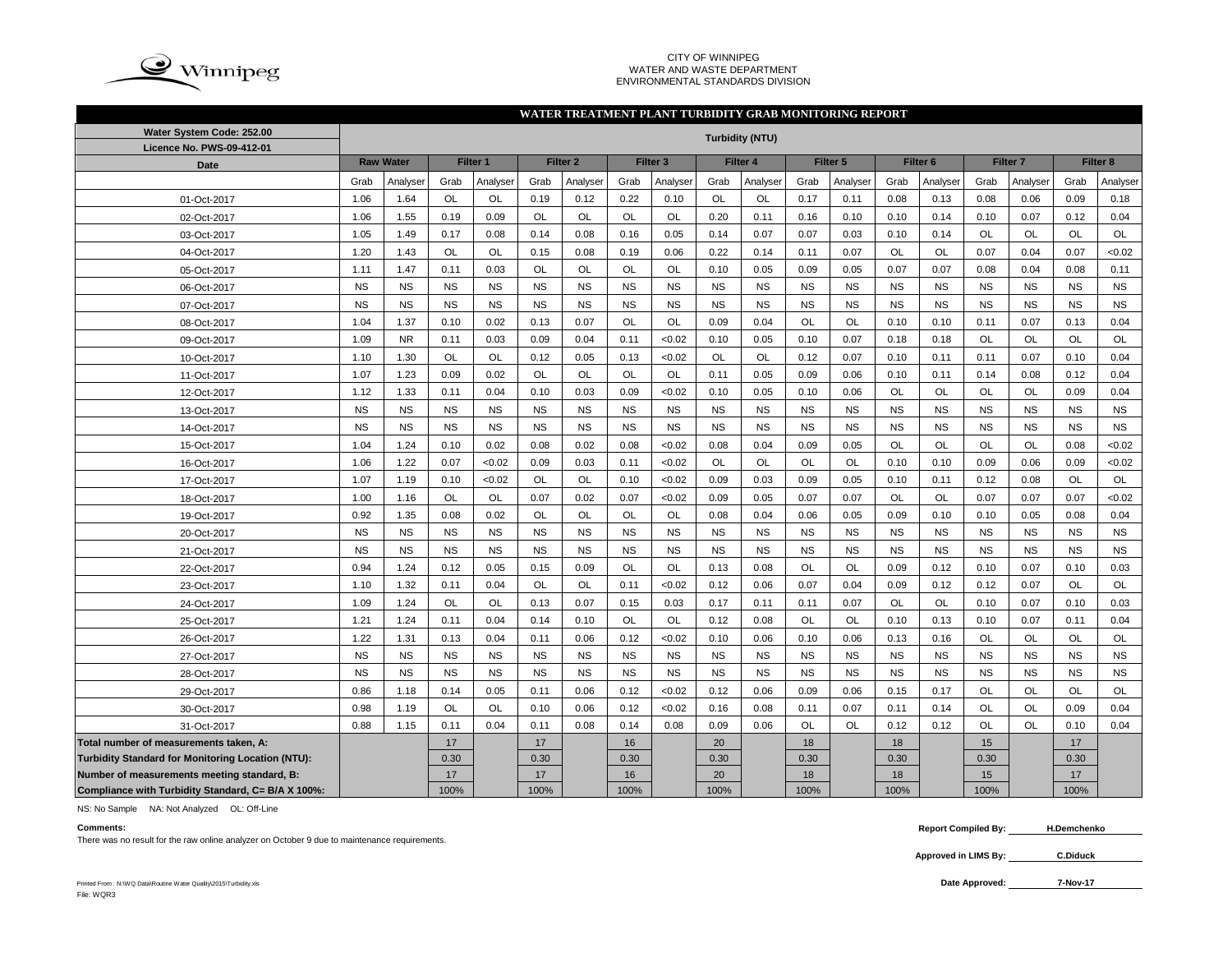CITY OF WINNIPEG
WATER AND WASTE DEPARTMENT
ENVIRONMENTAL STANDARDS DIVISION

## WATER TREATMENT PLANT TURBIDITY GRAB MONITORING REPORT

| Water System Code: 252.00<br>Licence No. PWS-09-412-01 | Turbidity (NTU) | | | | | | | | | | | | | | | | | |
|---|---|---|---|---|---|---|---|---|---|---|---|---|---|---|---|---|---|---|
| Date | Raw Water | | Filter 1 | | Filter 2 | | Filter 3 | | Filter 4 | | Filter 5 | | Filter 6 | | Filter 7 | | Filter 8 | |
| | Grab | Analyser | Grab | Analyser | Grab | Analyser | Grab | Analyser | Grab | Analyser | Grab | Analyser | Grab | Analyser | Grab | Analyser | Grab | Analyser |
| 01-Oct-2017 | 1.06 | 1.64 | OL | OL | 0.19 | 0.12 | 0.22 | 0.10 | OL | OL | 0.17 | 0.11 | 0.08 | 0.13 | 0.08 | 0.06 | 0.09 | 0.18 |
| 02-Oct-2017 | 1.06 | 1.55 | 0.19 | 0.09 | OL | OL | OL | OL | 0.20 | 0.11 | 0.16 | 0.10 | 0.10 | 0.14 | 0.10 | 0.07 | 0.12 | 0.04 |
| 03-Oct-2017 | 1.05 | 1.49 | 0.17 | 0.08 | 0.14 | 0.08 | 0.16 | 0.05 | 0.14 | 0.07 | 0.07 | 0.03 | 0.10 | 0.14 | OL | OL | OL | OL |
| 04-Oct-2017 | 1.20 | 1.43 | OL | OL | 0.15 | 0.08 | 0.19 | 0.06 | 0.22 | 0.14 | 0.11 | 0.07 | OL | OL | 0.07 | 0.04 | 0.07 | <0.02 |
| 05-Oct-2017 | 1.11 | 1.47 | 0.11 | 0.03 | OL | OL | OL | OL | 0.10 | 0.05 | 0.09 | 0.05 | 0.07 | 0.07 | 0.08 | 0.04 | 0.08 | 0.11 |
| 06-Oct-2017 | NS | NS | NS | NS | NS | NS | NS | NS | NS | NS | NS | NS | NS | NS | NS | NS | NS | NS |
| 07-Oct-2017 | NS | NS | NS | NS | NS | NS | NS | NS | NS | NS | NS | NS | NS | NS | NS | NS | NS | NS |
| 08-Oct-2017 | 1.04 | 1.37 | 0.10 | 0.02 | 0.13 | 0.07 | OL | OL | 0.09 | 0.04 | OL | OL | 0.10 | 0.10 | 0.11 | 0.07 | 0.13 | 0.04 |
| 09-Oct-2017 | 1.09 | NR | 0.11 | 0.03 | 0.09 | 0.04 | 0.11 | <0.02 | 0.10 | 0.05 | 0.10 | 0.07 | 0.18 | 0.18 | OL | OL | OL | OL |
| 10-Oct-2017 | 1.10 | 1.30 | OL | OL | 0.12 | 0.05 | 0.13 | <0.02 | OL | OL | 0.12 | 0.07 | 0.10 | 0.11 | 0.11 | 0.07 | 0.10 | 0.04 |
| 11-Oct-2017 | 1.07 | 1.23 | 0.09 | 0.02 | OL | OL | OL | OL | 0.11 | 0.05 | 0.09 | 0.06 | 0.10 | 0.11 | 0.14 | 0.08 | 0.12 | 0.04 |
| 12-Oct-2017 | 1.12 | 1.33 | 0.11 | 0.04 | 0.10 | 0.03 | 0.09 | <0.02 | 0.10 | 0.05 | 0.10 | 0.06 | OL | OL | OL | OL | 0.09 | 0.04 |
| 13-Oct-2017 | NS | NS | NS | NS | NS | NS | NS | NS | NS | NS | NS | NS | NS | NS | NS | NS | NS | NS |
| 14-Oct-2017 | NS | NS | NS | NS | NS | NS | NS | NS | NS | NS | NS | NS | NS | NS | NS | NS | NS | NS |
| 15-Oct-2017 | 1.04 | 1.24 | 0.10 | 0.02 | 0.08 | 0.02 | 0.08 | <0.02 | 0.08 | 0.04 | 0.09 | 0.05 | OL | OL | OL | OL | 0.08 | <0.02 |
| 16-Oct-2017 | 1.06 | 1.22 | 0.07 | <0.02 | 0.09 | 0.03 | 0.11 | <0.02 | OL | OL | OL | OL | 0.10 | 0.10 | 0.09 | 0.06 | 0.09 | <0.02 |
| 17-Oct-2017 | 1.07 | 1.19 | 0.10 | <0.02 | OL | OL | 0.10 | <0.02 | 0.09 | 0.03 | 0.09 | 0.05 | 0.10 | 0.11 | 0.12 | 0.08 | OL | OL |
| 18-Oct-2017 | 1.00 | 1.16 | OL | OL | 0.07 | 0.02 | 0.07 | <0.02 | 0.09 | 0.05 | 0.07 | 0.07 | OL | OL | 0.07 | 0.07 | 0.07 | <0.02 |
| 19-Oct-2017 | 0.92 | 1.35 | 0.08 | 0.02 | OL | OL | OL | OL | 0.08 | 0.04 | 0.06 | 0.05 | 0.09 | 0.10 | 0.10 | 0.05 | 0.08 | 0.04 |
| 20-Oct-2017 | NS | NS | NS | NS | NS | NS | NS | NS | NS | NS | NS | NS | NS | NS | NS | NS | NS | NS |
| 21-Oct-2017 | NS | NS | NS | NS | NS | NS | NS | NS | NS | NS | NS | NS | NS | NS | NS | NS | NS | NS |
| 22-Oct-2017 | 0.94 | 1.24 | 0.12 | 0.05 | 0.15 | 0.09 | OL | OL | 0.13 | 0.08 | OL | OL | 0.09 | 0.12 | 0.10 | 0.07 | 0.10 | 0.03 |
| 23-Oct-2017 | 1.10 | 1.32 | 0.11 | 0.04 | OL | OL | 0.11 | <0.02 | 0.12 | 0.06 | 0.07 | 0.04 | 0.09 | 0.12 | 0.12 | 0.07 | OL | OL |
| 24-Oct-2017 | 1.09 | 1.24 | OL | OL | 0.13 | 0.07 | 0.15 | 0.03 | 0.17 | 0.11 | 0.11 | 0.07 | OL | OL | 0.10 | 0.07 | 0.10 | 0.03 |
| 25-Oct-2017 | 1.21 | 1.24 | 0.11 | 0.04 | 0.14 | 0.10 | OL | OL | 0.12 | 0.08 | OL | OL | 0.10 | 0.13 | 0.10 | 0.07 | 0.11 | 0.04 |
| 26-Oct-2017 | 1.22 | 1.31 | 0.13 | 0.04 | 0.11 | 0.06 | 0.12 | <0.02 | 0.10 | 0.06 | 0.10 | 0.06 | 0.13 | 0.16 | OL | OL | OL | OL |
| 27-Oct-2017 | NS | NS | NS | NS | NS | NS | NS | NS | NS | NS | NS | NS | NS | NS | NS | NS | NS | NS |
| 28-Oct-2017 | NS | NS | NS | NS | NS | NS | NS | NS | NS | NS | NS | NS | NS | NS | NS | NS | NS | NS |
| 29-Oct-2017 | 0.86 | 1.18 | 0.14 | 0.05 | 0.11 | 0.06 | 0.12 | <0.02 | 0.12 | 0.06 | 0.09 | 0.06 | 0.15 | 0.17 | OL | OL | OL | OL |
| 30-Oct-2017 | 0.98 | 1.19 | OL | OL | 0.10 | 0.06 | 0.12 | <0.02 | 0.16 | 0.08 | 0.11 | 0.07 | 0.11 | 0.14 | OL | OL | 0.09 | 0.04 |
| 31-Oct-2017 | 0.88 | 1.15 | 0.11 | 0.04 | 0.11 | 0.08 | 0.14 | 0.08 | 0.09 | 0.06 | OL | OL | 0.12 | 0.12 | OL | OL | 0.10 | 0.04 |
| **Total number of measurements taken, A:** | | | 17 | | 17 | | 16 | | 20 | | 18 | | 18 | | 15 | | 17 | |
| **Turbidity Standard for Monitoring Location (NTU):** | | | 0.30 | | 0.30 | | 0.30 | | 0.30 | | 0.30 | | 0.30 | | 0.30 | | 0.30 | |
| **Number of measurements meeting standard, B:** | | | 17 | | 17 | | 16 | | 20 | | 18 | | 18 | | 15 | | 17 | |
| **Compliance with Turbidity Standard, C= B/A X 100%:** | | | 100% | | 100% | | 100% | | 100% | | 100% | | 100% | | 100% | | 100% | |

NS: No Sample NA: Not Analyzed OL: Off-Line

**Comments:**

There was no result for the raw online analyzer on October 9 due to maintenance requirements.

**Report Compiled By:** H.Demchenko

**Approved in LIMS By:** C.Diduck

**Date Approved:** 7-Nov-17

Printed From : N:\WQ Data\Routine Water Quality\2015\Turbidity.xls
File: WQR3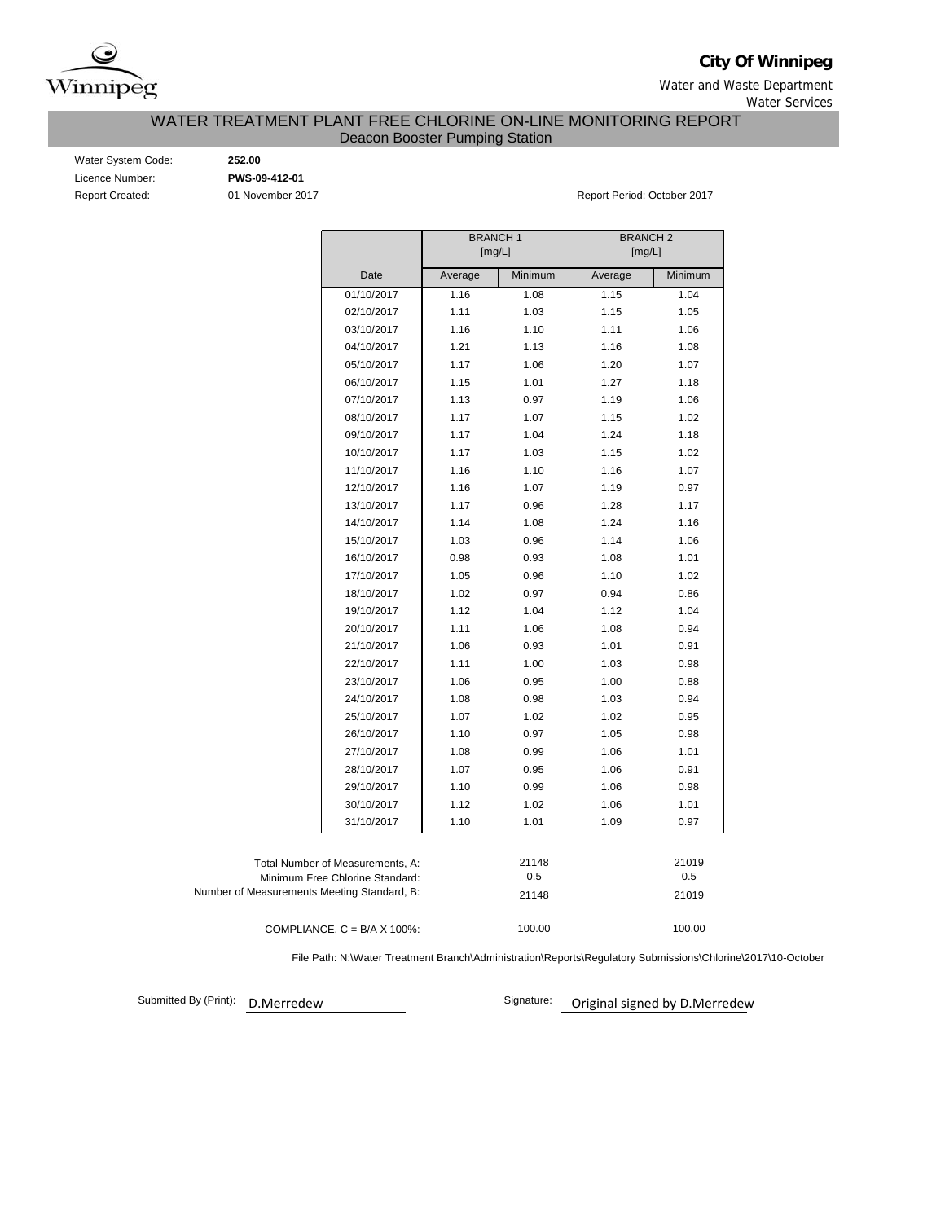**City Of Winnipeg**

Water and Waste Department

Water Services

# WATER TREATMENT PLANT FREE CHLORINE ON-LINE MONITORING REPORT

## Deacon Booster Pumping Station

Water System Code: **252.00**

Licence Number: **PWS-09-412-01**

Report Created: 01 November 2017

Report Period: October 2017

| Date | BRANCH 1 [mg/L] | | BRANCH 2 [mg/L] | |
|---|---|---|---|---|
| | Average | Minimum | Average | Minimum |
| 01/10/2017 | 1.16 | 1.08 | 1.15 | 1.04 |
| 02/10/2017 | 1.11 | 1.03 | 1.15 | 1.05 |
| 03/10/2017 | 1.16 | 1.10 | 1.11 | 1.06 |
| 04/10/2017 | 1.21 | 1.13 | 1.16 | 1.08 |
| 05/10/2017 | 1.17 | 1.06 | 1.20 | 1.07 |
| 06/10/2017 | 1.15 | 1.01 | 1.27 | 1.18 |
| 07/10/2017 | 1.13 | 0.97 | 1.19 | 1.06 |
| 08/10/2017 | 1.17 | 1.07 | 1.15 | 1.02 |
| 09/10/2017 | 1.17 | 1.04 | 1.24 | 1.18 |
| 10/10/2017 | 1.17 | 1.03 | 1.15 | 1.02 |
| 11/10/2017 | 1.16 | 1.10 | 1.16 | 1.07 |
| 12/10/2017 | 1.16 | 1.07 | 1.19 | 0.97 |
| 13/10/2017 | 1.17 | 0.96 | 1.28 | 1.17 |
| 14/10/2017 | 1.14 | 1.08 | 1.24 | 1.16 |
| 15/10/2017 | 1.03 | 0.96 | 1.14 | 1.06 |
| 16/10/2017 | 0.98 | 0.93 | 1.08 | 1.01 |
| 17/10/2017 | 1.05 | 0.96 | 1.10 | 1.02 |
| 18/10/2017 | 1.02 | 0.97 | 0.94 | 0.86 |
| 19/10/2017 | 1.12 | 1.04 | 1.12 | 1.04 |
| 20/10/2017 | 1.11 | 1.06 | 1.08 | 0.94 |
| 21/10/2017 | 1.06 | 0.93 | 1.01 | 0.91 |
| 22/10/2017 | 1.11 | 1.00 | 1.03 | 0.98 |
| 23/10/2017 | 1.06 | 0.95 | 1.00 | 0.88 |
| 24/10/2017 | 1.08 | 0.98 | 1.03 | 0.94 |
| 25/10/2017 | 1.07 | 1.02 | 1.02 | 0.95 |
| 26/10/2017 | 1.10 | 0.97 | 1.05 | 0.98 |
| 27/10/2017 | 1.08 | 0.99 | 1.06 | 1.01 |
| 28/10/2017 | 1.07 | 0.95 | 1.06 | 0.91 |
| 29/10/2017 | 1.10 | 0.99 | 1.06 | 0.98 |
| 30/10/2017 | 1.12 | 1.02 | 1.06 | 1.01 |
| 31/10/2017 | 1.10 | 1.01 | 1.09 | 0.97 |

| | BRANCH 1 | BRANCH 2 |
|---|---|---|
| Total Number of Measurements, A: | 21148 | 21019 |
| Minimum Free Chlorine Standard: | 0.5 | 0.5 |
| Number of Measurements Meeting Standard, B: | 21148 | 21019 |
| COMPLIANCE, C = B/A X 100%: | 100.00 | 100.00 |

File Path: N:\Water Treatment Branch\Administration\Reports\Regulatory Submissions\Chlorine\2017\10-October

Submitted By (Print): D.Merredew

Signature: Original signed by D.Merredew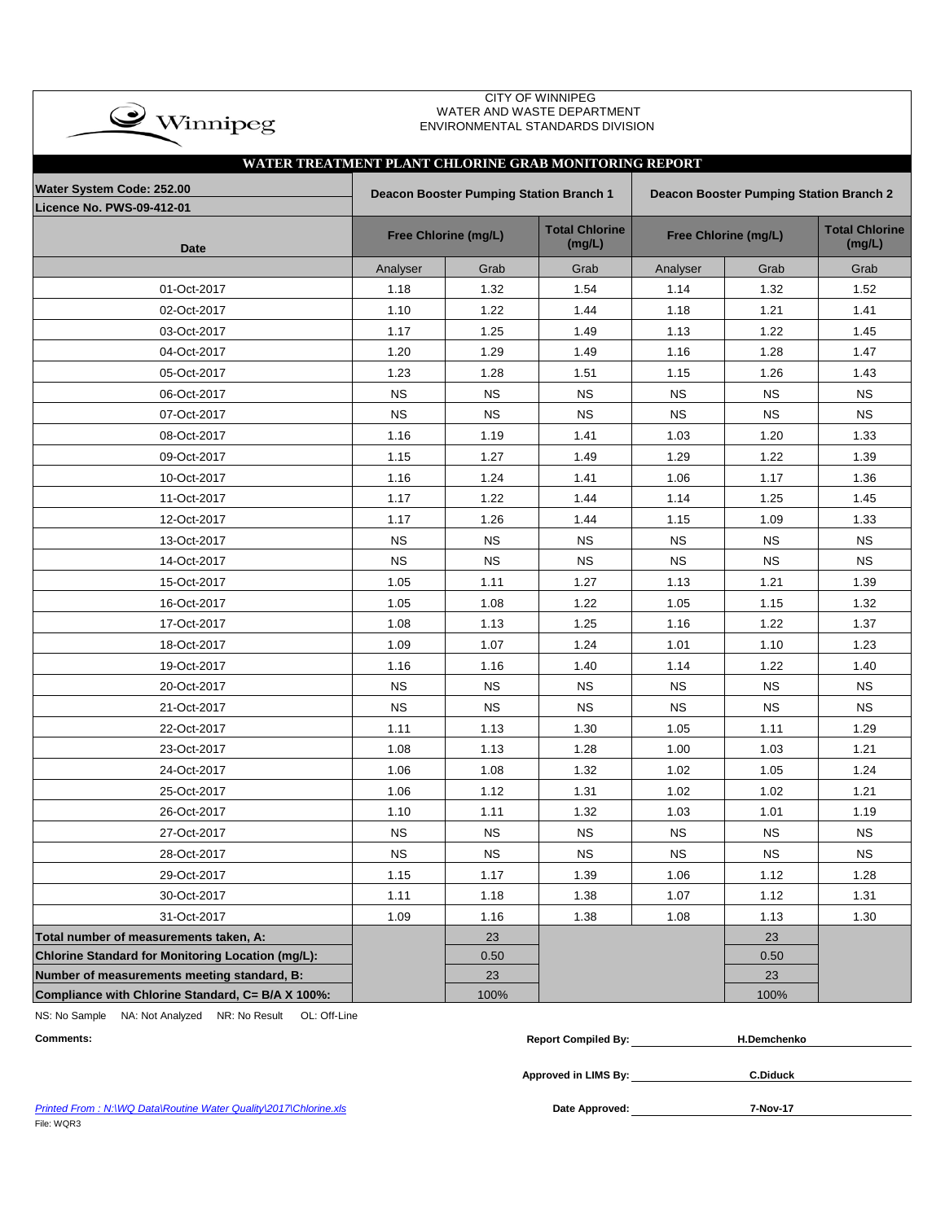CITY OF WINNIPEG
WATER AND WASTE DEPARTMENT
ENVIRONMENTAL STANDARDS DIVISION

## WATER TREATMENT PLANT CHLORINE GRAB MONITORING REPORT

**Water System Code: 252.00**
**Licence No. PWS-09-412-01**

| Date | Deacon Booster Pumping Station Branch 1 | | | Deacon Booster Pumping Station Branch 2 | | |
|---|---|---|---|---|---|---|
| | Free Chlorine (mg/L) | | Total Chlorine (mg/L) | Free Chlorine (mg/L) | | Total Chlorine (mg/L) |
| | Analyser | Grab | Grab | Analyser | Grab | Grab |
| 01-Oct-2017 | 1.18 | 1.32 | 1.54 | 1.14 | 1.32 | 1.52 |
| 02-Oct-2017 | 1.10 | 1.22 | 1.44 | 1.18 | 1.21 | 1.41 |
| 03-Oct-2017 | 1.17 | 1.25 | 1.49 | 1.13 | 1.22 | 1.45 |
| 04-Oct-2017 | 1.20 | 1.29 | 1.49 | 1.16 | 1.28 | 1.47 |
| 05-Oct-2017 | 1.23 | 1.28 | 1.51 | 1.15 | 1.26 | 1.43 |
| 06-Oct-2017 | NS | NS | NS | NS | NS | NS |
| 07-Oct-2017 | NS | NS | NS | NS | NS | NS |
| 08-Oct-2017 | 1.16 | 1.19 | 1.41 | 1.03 | 1.20 | 1.33 |
| 09-Oct-2017 | 1.15 | 1.27 | 1.49 | 1.29 | 1.22 | 1.39 |
| 10-Oct-2017 | 1.16 | 1.24 | 1.41 | 1.06 | 1.17 | 1.36 |
| 11-Oct-2017 | 1.17 | 1.22 | 1.44 | 1.14 | 1.25 | 1.45 |
| 12-Oct-2017 | 1.17 | 1.26 | 1.44 | 1.15 | 1.09 | 1.33 |
| 13-Oct-2017 | NS | NS | NS | NS | NS | NS |
| 14-Oct-2017 | NS | NS | NS | NS | NS | NS |
| 15-Oct-2017 | 1.05 | 1.11 | 1.27 | 1.13 | 1.21 | 1.39 |
| 16-Oct-2017 | 1.05 | 1.08 | 1.22 | 1.05 | 1.15 | 1.32 |
| 17-Oct-2017 | 1.08 | 1.13 | 1.25 | 1.16 | 1.22 | 1.37 |
| 18-Oct-2017 | 1.09 | 1.07 | 1.24 | 1.01 | 1.10 | 1.23 |
| 19-Oct-2017 | 1.16 | 1.16 | 1.40 | 1.14 | 1.22 | 1.40 |
| 20-Oct-2017 | NS | NS | NS | NS | NS | NS |
| 21-Oct-2017 | NS | NS | NS | NS | NS | NS |
| 22-Oct-2017 | 1.11 | 1.13 | 1.30 | 1.05 | 1.11 | 1.29 |
| 23-Oct-2017 | 1.08 | 1.13 | 1.28 | 1.00 | 1.03 | 1.21 |
| 24-Oct-2017 | 1.06 | 1.08 | 1.32 | 1.02 | 1.05 | 1.24 |
| 25-Oct-2017 | 1.06 | 1.12 | 1.31 | 1.02 | 1.02 | 1.21 |
| 26-Oct-2017 | 1.10 | 1.11 | 1.32 | 1.03 | 1.01 | 1.19 |
| 27-Oct-2017 | NS | NS | NS | NS | NS | NS |
| 28-Oct-2017 | NS | NS | NS | NS | NS | NS |
| 29-Oct-2017 | 1.15 | 1.17 | 1.39 | 1.06 | 1.12 | 1.28 |
| 30-Oct-2017 | 1.11 | 1.18 | 1.38 | 1.07 | 1.12 | 1.31 |
| 31-Oct-2017 | 1.09 | 1.16 | 1.38 | 1.08 | 1.13 | 1.30 |
| **Total number of measurements taken, A:** | | 23 | | | 23 | |
| **Chlorine Standard for Monitoring Location (mg/L):** | | 0.50 | | | 0.50 | |
| **Number of measurements meeting standard, B:** | | 23 | | | 23 | |
| **Compliance with Chlorine Standard, C= B/A X 100%:** | | 100% | | | 100% | |

NS: No Sample NA: Not Analyzed NR: No Result OL: Off-Line

**Comments:**

**Report Compiled By:** H.Demchenko

**Approved in LIMS By:** C.Diduck

**Date Approved:** 7-Nov-17

*Printed From : N:\WQ Data\Routine Water Quality\2017\Chlorine.xls*

File: WQR3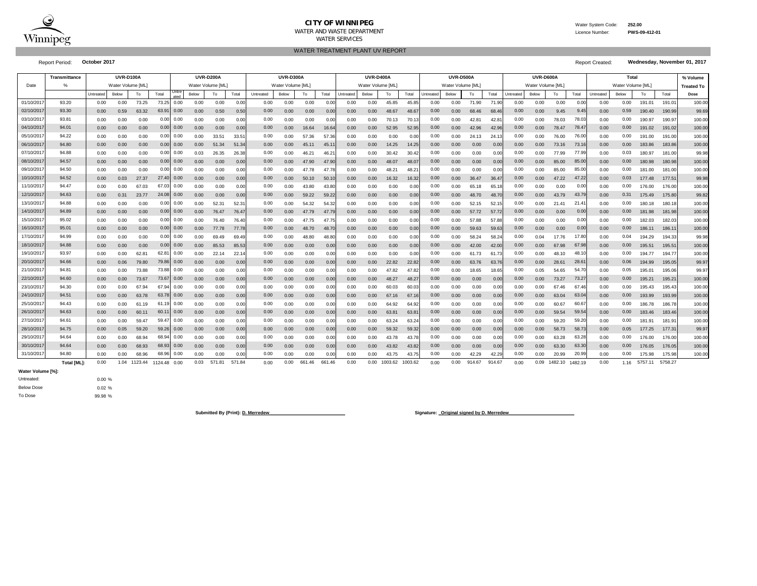**CITY OF WINNIPEG**
WATER AND WASTE DEPARTMENT
WATER SERVICES

Water System Code: **252.00**
Licence Number: **PWS-09-412-01**

## WATER TREATMENT PLANT UV REPORT

Report Period: **October 2017**

Report Created: **Wednesday, November 01, 2017**

| Date | Transmittance % | UVR-D100A Water Volume [ML] Untreated | Below | To | Total | UVR-D200A Water Volume [ML] Untreated | Below | To | Total | UVR-D300A Water Volume [ML] Untreated | Below | To | Total | UVR-D400A Water Volume [ML] Untreated | Below | To | Total | UVR-D500A Water Volume [ML] Untreated | Below | To | Total | UVR-D600A Water Volume [ML] Untreated | Below | To | Total | Total Water Volume [ML] Untreated | Below | To | Total | % Volume Treated To Dose |
|---|---|---|---|---|---|---|---|---|---|---|---|---|---|---|---|---|---|---|---|---|---|---|---|---|---|---|---|---|---|---|
| 01/10/2017 | 93.20 | 0.00 | 0.00 | 73.25 | 73.25 | 0.00 | 0.00 | 0.00 | 0.00 | 0.00 | 0.00 | 0.00 | 0.00 | 0.00 | 0.00 | 45.85 | 45.85 | 0.00 | 0.00 | 71.90 | 71.90 | 0.00 | 0.00 | 0.00 | 0.00 | 0.00 | 0.00 | 191.01 | 191.01 | 100.00 |
| 02/10/2017 | 93.30 | 0.00 | 0.59 | 63.32 | 63.91 | 0.00 | 0.00 | 0.50 | 0.50 | 0.00 | 0.00 | 0.00 | 0.00 | 0.00 | 0.00 | 48.67 | 48.67 | 0.00 | 0.00 | 68.46 | 68.46 | 0.00 | 0.00 | 9.45 | 9.45 | 0.00 | 0.59 | 190.40 | 190.99 | 99.69 |
| 03/10/2017 | 93.81 | 0.00 | 0.00 | 0.00 | 0.00 | 0.00 | 0.00 | 0.00 | 0.00 | 0.00 | 0.00 | 0.00 | 0.00 | 0.00 | 0.00 | 70.13 | 70.13 | 0.00 | 0.00 | 42.81 | 42.81 | 0.00 | 0.00 | 78.03 | 78.03 | 0.00 | 0.00 | 190.97 | 190.97 | 100.00 |
| 04/10/2017 | 94.01 | 0.00 | 0.00 | 0.00 | 0.00 | 0.00 | 0.00 | 0.00 | 0.00 | 0.00 | 0.00 | 16.64 | 16.64 | 0.00 | 0.00 | 52.95 | 52.95 | 0.00 | 0.00 | 42.96 | 42.96 | 0.00 | 0.00 | 78.47 | 78.47 | 0.00 | 0.00 | 191.02 | 191.02 | 100.00 |
| 05/10/2017 | 94.22 | 0.00 | 0.00 | 0.00 | 0.00 | 0.00 | 0.00 | 33.51 | 33.51 | 0.00 | 0.00 | 57.36 | 57.36 | 0.00 | 0.00 | 0.00 | 0.00 | 0.00 | 0.00 | 24.13 | 24.13 | 0.00 | 0.00 | 76.00 | 76.00 | 0.00 | 0.00 | 191.00 | 191.00 | 100.00 |
| 06/10/2017 | 94.80 | 0.00 | 0.00 | 0.00 | 0.00 | 0.00 | 0.00 | 51.34 | 51.34 | 0.00 | 0.00 | 45.11 | 45.11 | 0.00 | 0.00 | 14.25 | 14.25 | 0.00 | 0.00 | 0.00 | 0.00 | 0.00 | 0.00 | 73.16 | 73.16 | 0.00 | 0.00 | 183.86 | 183.86 | 100.00 |
| 07/10/2017 | 94.88 | 0.00 | 0.00 | 0.00 | 0.00 | 0.00 | 0.03 | 26.35 | 26.38 | 0.00 | 0.00 | 46.21 | 46.21 | 0.00 | 0.00 | 30.42 | 30.42 | 0.00 | 0.00 | 0.00 | 0.00 | 0.00 | 0.00 | 77.99 | 77.99 | 0.00 | 0.03 | 180.97 | 181.00 | 99.98 |
| 08/10/2017 | 94.57 | 0.00 | 0.00 | 0.00 | 0.00 | 0.00 | 0.00 | 0.00 | 0.00 | 0.00 | 0.00 | 47.90 | 47.90 | 0.00 | 0.00 | 48.07 | 48.07 | 0.00 | 0.00 | 0.00 | 0.00 | 0.00 | 0.00 | 85.00 | 85.00 | 0.00 | 0.00 | 180.98 | 180.98 | 100.00 |
| 09/10/2017 | 94.50 | 0.00 | 0.00 | 0.00 | 0.00 | 0.00 | 0.00 | 0.00 | 0.00 | 0.00 | 0.00 | 47.78 | 47.78 | 0.00 | 0.00 | 48.21 | 48.21 | 0.00 | 0.00 | 0.00 | 0.00 | 0.00 | 0.00 | 85.00 | 85.00 | 0.00 | 0.00 | 181.00 | 181.00 | 100.00 |
| 10/10/2017 | 94.52 | 0.00 | 0.03 | 27.37 | 27.40 | 0.00 | 0.00 | 0.00 | 0.00 | 0.00 | 0.00 | 50.10 | 50.10 | 0.00 | 0.00 | 16.32 | 16.32 | 0.00 | 0.00 | 36.47 | 36.47 | 0.00 | 0.00 | 47.22 | 47.22 | 0.00 | 0.03 | 177.48 | 177.51 | 99.98 |
| 11/10/2017 | 94.47 | 0.00 | 0.00 | 67.03 | 67.03 | 0.00 | 0.00 | 0.00 | 0.00 | 0.00 | 0.00 | 43.80 | 43.80 | 0.00 | 0.00 | 0.00 | 0.00 | 0.00 | 0.00 | 65.18 | 65.18 | 0.00 | 0.00 | 0.00 | 0.00 | 0.00 | 0.00 | 176.00 | 176.00 | 100.00 |
| 12/10/2017 | 94.63 | 0.00 | 0.31 | 23.77 | 24.08 | 0.00 | 0.00 | 0.00 | 0.00 | 0.00 | 0.00 | 59.22 | 59.22 | 0.00 | 0.00 | 0.00 | 0.00 | 0.00 | 0.00 | 48.70 | 48.70 | 0.00 | 0.00 | 43.79 | 43.79 | 0.00 | 0.31 | 175.49 | 175.80 | 99.82 |
| 13/10/2017 | 94.88 | 0.00 | 0.00 | 0.00 | 0.00 | 0.00 | 0.00 | 52.31 | 52.31 | 0.00 | 0.00 | 54.32 | 54.32 | 0.00 | 0.00 | 0.00 | 0.00 | 0.00 | 0.00 | 52.15 | 52.15 | 0.00 | 0.00 | 21.41 | 21.41 | 0.00 | 0.00 | 180.18 | 180.18 | 100.00 |
| 14/10/2017 | 94.89 | 0.00 | 0.00 | 0.00 | 0.00 | 0.00 | 0.00 | 76.47 | 76.47 | 0.00 | 0.00 | 47.79 | 47.79 | 0.00 | 0.00 | 0.00 | 0.00 | 0.00 | 0.00 | 57.72 | 57.72 | 0.00 | 0.00 | 0.00 | 0.00 | 0.00 | 0.00 | 181.98 | 181.98 | 100.00 |
| 15/10/2017 | 95.02 | 0.00 | 0.00 | 0.00 | 0.00 | 0.00 | 0.00 | 76.40 | 76.40 | 0.00 | 0.00 | 47.75 | 47.75 | 0.00 | 0.00 | 0.00 | 0.00 | 0.00 | 0.00 | 57.88 | 57.88 | 0.00 | 0.00 | 0.00 | 0.00 | 0.00 | 0.00 | 182.03 | 182.03 | 100.00 |
| 16/10/2017 | 95.01 | 0.00 | 0.00 | 0.00 | 0.00 | 0.00 | 0.00 | 77.78 | 77.78 | 0.00 | 0.00 | 48.70 | 48.70 | 0.00 | 0.00 | 0.00 | 0.00 | 0.00 | 0.00 | 59.63 | 59.63 | 0.00 | 0.00 | 0.00 | 0.00 | 0.00 | 0.00 | 186.11 | 186.11 | 100.00 |
| 17/10/2017 | 94.99 | 0.00 | 0.00 | 0.00 | 0.00 | 0.00 | 0.00 | 69.49 | 69.49 | 0.00 | 0.00 | 48.80 | 48.80 | 0.00 | 0.00 | 0.00 | 0.00 | 0.00 | 0.00 | 58.24 | 58.24 | 0.00 | 0.04 | 17.76 | 17.80 | 0.00 | 0.04 | 194.29 | 194.33 | 99.98 |
| 18/10/2017 | 94.88 | 0.00 | 0.00 | 0.00 | 0.00 | 0.00 | 0.00 | 85.53 | 85.53 | 0.00 | 0.00 | 0.00 | 0.00 | 0.00 | 0.00 | 0.00 | 0.00 | 0.00 | 0.00 | 42.00 | 42.00 | 0.00 | 0.00 | 67.98 | 67.98 | 0.00 | 0.00 | 195.51 | 195.51 | 100.00 |
| 19/10/2017 | 93.97 | 0.00 | 0.00 | 62.81 | 62.81 | 0.00 | 0.00 | 22.14 | 22.14 | 0.00 | 0.00 | 0.00 | 0.00 | 0.00 | 0.00 | 0.00 | 0.00 | 0.00 | 0.00 | 61.73 | 61.73 | 0.00 | 0.00 | 48.10 | 48.10 | 0.00 | 0.00 | 194.77 | 194.77 | 100.00 |
| 20/10/2017 | 94.66 | 0.00 | 0.06 | 79.80 | 79.86 | 0.00 | 0.00 | 0.00 | 0.00 | 0.00 | 0.00 | 0.00 | 0.00 | 0.00 | 0.00 | 22.82 | 22.82 | 0.00 | 0.00 | 63.76 | 63.76 | 0.00 | 0.00 | 28.61 | 28.61 | 0.00 | 0.06 | 194.99 | 195.05 | 99.97 |
| 21/10/2017 | 94.81 | 0.00 | 0.00 | 73.88 | 73.88 | 0.00 | 0.00 | 0.00 | 0.00 | 0.00 | 0.00 | 0.00 | 0.00 | 0.00 | 0.00 | 47.82 | 47.82 | 0.00 | 0.00 | 18.65 | 18.65 | 0.00 | 0.05 | 54.65 | 54.70 | 0.00 | 0.05 | 195.01 | 195.06 | 99.97 |
| 22/10/2017 | 94.60 | 0.00 | 0.00 | 73.67 | 73.67 | 0.00 | 0.00 | 0.00 | 0.00 | 0.00 | 0.00 | 0.00 | 0.00 | 0.00 | 0.00 | 48.27 | 48.27 | 0.00 | 0.00 | 0.00 | 0.00 | 0.00 | 0.00 | 73.27 | 73.27 | 0.00 | 0.00 | 195.21 | 195.21 | 100.00 |
| 23/10/2017 | 94.30 | 0.00 | 0.00 | 67.94 | 67.94 | 0.00 | 0.00 | 0.00 | 0.00 | 0.00 | 0.00 | 0.00 | 0.00 | 0.00 | 0.00 | 60.03 | 60.03 | 0.00 | 0.00 | 0.00 | 0.00 | 0.00 | 0.00 | 67.46 | 67.46 | 0.00 | 0.00 | 195.43 | 195.43 | 100.00 |
| 24/10/2017 | 94.51 | 0.00 | 0.00 | 63.78 | 63.78 | 0.00 | 0.00 | 0.00 | 0.00 | 0.00 | 0.00 | 0.00 | 0.00 | 0.00 | 0.00 | 67.16 | 67.16 | 0.00 | 0.00 | 0.00 | 0.00 | 0.00 | 0.00 | 63.04 | 63.04 | 0.00 | 0.00 | 193.99 | 193.99 | 100.00 |
| 25/10/2017 | 94.43 | 0.00 | 0.00 | 61.19 | 61.19 | 0.00 | 0.00 | 0.00 | 0.00 | 0.00 | 0.00 | 0.00 | 0.00 | 0.00 | 0.00 | 64.92 | 64.92 | 0.00 | 0.00 | 0.00 | 0.00 | 0.00 | 0.00 | 60.67 | 60.67 | 0.00 | 0.00 | 186.78 | 186.78 | 100.00 |
| 26/10/2017 | 94.63 | 0.00 | 0.00 | 60.11 | 60.11 | 0.00 | 0.00 | 0.00 | 0.00 | 0.00 | 0.00 | 0.00 | 0.00 | 0.00 | 0.00 | 63.81 | 63.81 | 0.00 | 0.00 | 0.00 | 0.00 | 0.00 | 0.00 | 59.54 | 59.54 | 0.00 | 0.00 | 183.46 | 183.46 | 100.00 |
| 27/10/2017 | 94.61 | 0.00 | 0.00 | 59.47 | 59.47 | 0.00 | 0.00 | 0.00 | 0.00 | 0.00 | 0.00 | 0.00 | 0.00 | 0.00 | 0.00 | 63.24 | 63.24 | 0.00 | 0.00 | 0.00 | 0.00 | 0.00 | 0.00 | 59.20 | 59.20 | 0.00 | 0.00 | 181.91 | 181.91 | 100.00 |
| 28/10/2017 | 94.75 | 0.00 | 0.05 | 59.20 | 59.26 | 0.00 | 0.00 | 0.00 | 0.00 | 0.00 | 0.00 | 0.00 | 0.00 | 0.00 | 0.00 | 59.32 | 59.32 | 0.00 | 0.00 | 0.00 | 0.00 | 0.00 | 0.00 | 58.73 | 58.73 | 0.00 | 0.05 | 177.25 | 177.31 | 99.97 |
| 29/10/2017 | 94.64 | 0.00 | 0.00 | 68.94 | 68.94 | 0.00 | 0.00 | 0.00 | 0.00 | 0.00 | 0.00 | 0.00 | 0.00 | 0.00 | 0.00 | 43.78 | 43.78 | 0.00 | 0.00 | 0.00 | 0.00 | 0.00 | 0.00 | 63.28 | 63.28 | 0.00 | 0.00 | 176.00 | 176.00 | 100.00 |
| 30/10/2017 | 94.64 | 0.00 | 0.00 | 68.93 | 68.93 | 0.00 | 0.00 | 0.00 | 0.00 | 0.00 | 0.00 | 0.00 | 0.00 | 0.00 | 0.00 | 43.82 | 43.82 | 0.00 | 0.00 | 0.00 | 0.00 | 0.00 | 0.00 | 63.30 | 63.30 | 0.00 | 0.00 | 176.05 | 176.05 | 100.00 |
| 31/10/2017 | 94.80 | 0.00 | 0.00 | 68.96 | 68.96 | 0.00 | 0.00 | 0.00 | 0.00 | 0.00 | 0.00 | 0.00 | 0.00 | 0.00 | 0.00 | 43.75 | 43.75 | 0.00 | 0.00 | 42.29 | 42.29 | 0.00 | 0.00 | 20.99 | 20.99 | 0.00 | 0.00 | 175.98 | 175.98 | 100.00 |
| | Total [ML]: | 0.00 | 1.04 | 1123.44 | 1124.48 | 0.00 | 0.03 | 571.81 | 571.84 | 0.00 | 0.00 | 661.46 | 661.46 | 0.00 | 0.00 | 1003.62 | 1003.62 | 0.00 | 0.00 | 914.67 | 914.67 | 0.00 | 0.09 | 1482.10 | 1482.19 | 0.00 | 1.16 | 5757.11 | 5758.27 | |

**Water Volume [%]:**

| | |
|---|---|
| Untreated: | 0.00 % |
| Below Dose | 0.02 % |
| To Dose | 99.98 % |

**Submitted By (Print): D. Merredew**

**Signature: Original signed by D. Merredew**